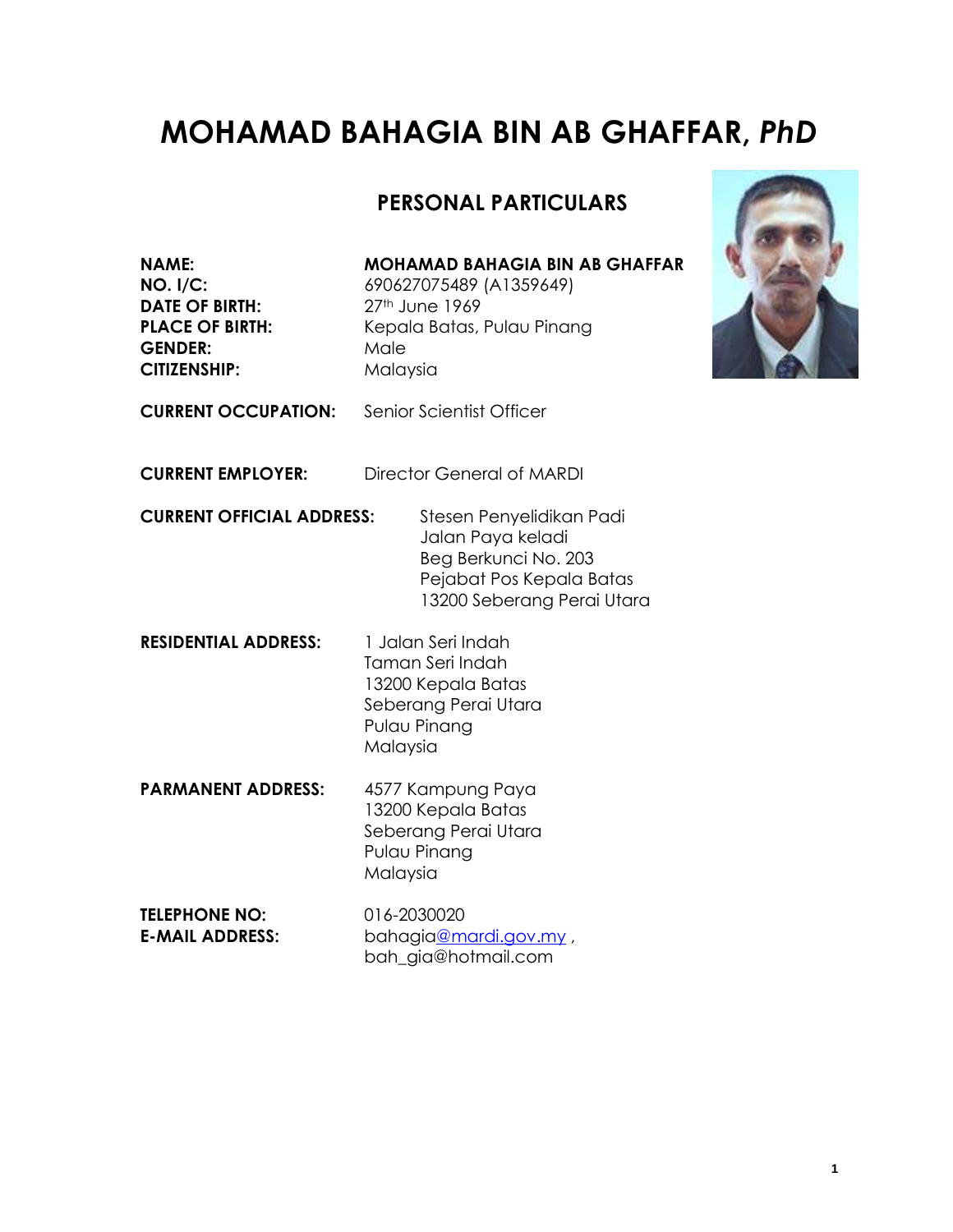# MOHAMAD BAHAGIA BIN AB GHAFFAR, *PhD*

## PERSONAL PARTICULARS

**NAME:** **MOHAMAD BAHAGIA BIN AB GHAFFAR**
**NO. I/C:** 690627075489 (A1359649)
**DATE OF BIRTH:** 27th June 1969
**PLACE OF BIRTH:** Kepala Batas, Pulau Pinang
**GENDER:** Male
**CITIZENSHIP:** Malaysia

**CURRENT OCCUPATION:** Senior Scientist Officer

**CURRENT EMPLOYER:** Director General of MARDI

**CURRENT OFFICIAL ADDRESS:**
Stesen Penyelidikan Padi
Jalan Paya keladi
Beg Berkunci No. 203
Pejabat Pos Kepala Batas
13200 Seberang Perai Utara

**RESIDENTIAL ADDRESS:**
1 Jalan Seri Indah
Taman Seri Indah
13200 Kepala Batas
Seberang Perai Utara
Pulau Pinang
Malaysia

**PARMANENT ADDRESS:**
4577 Kampung Paya
13200 Kepala Batas
Seberang Perai Utara
Pulau Pinang
Malaysia

**TELEPHONE NO:** 016-2030020
**E-MAIL ADDRESS:** bahagia@mardi.gov.my , bah_gia@hotmail.com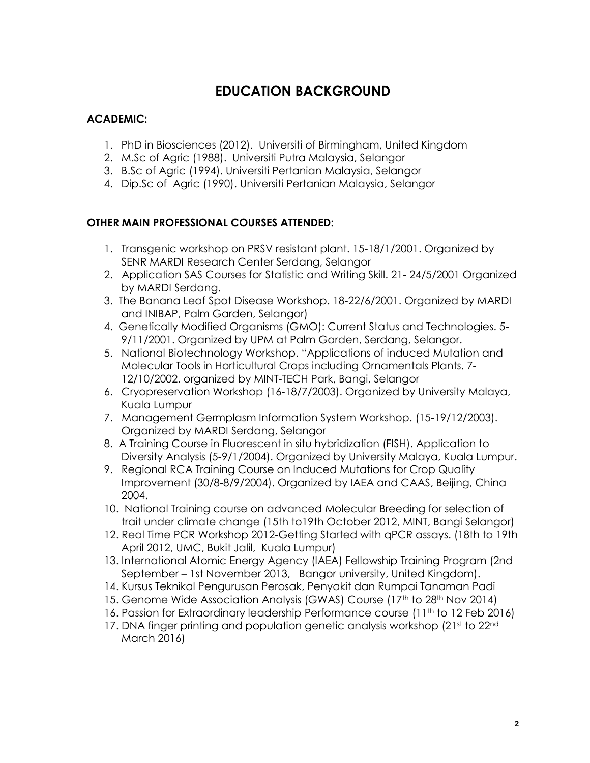# EDUCATION BACKGROUND

**ACADEMIC:**

1. PhD in Biosciences (2012). Universiti of Birmingham, United Kingdom
2. M.Sc of Agric (1988). Universiti Putra Malaysia, Selangor
3. B.Sc of Agric (1994). Universiti Pertanian Malaysia, Selangor
4. Dip.Sc of Agric (1990). Universiti Pertanian Malaysia, Selangor

**OTHER MAIN PROFESSIONAL COURSES ATTENDED:**

1. Transgenic workshop on PRSV resistant plant. 15-18/1/2001. Organized by SENR MARDI Research Center Serdang, Selangor
2. Application SAS Courses for Statistic and Writing Skill. 21- 24/5/2001 Organized by MARDI Serdang.
3. The Banana Leaf Spot Disease Workshop. 18-22/6/2001. Organized by MARDI and INIBAP, Palm Garden, Selangor)
4. Genetically Modified Organisms (GMO): Current Status and Technologies. 5-9/11/2001. Organized by UPM at Palm Garden, Serdang, Selangor.
5. National Biotechnology Workshop. "Applications of induced Mutation and Molecular Tools in Horticultural Crops including Ornamentals Plants. 7-12/10/2002. organized by MINT-TECH Park, Bangi, Selangor
6. Cryopreservation Workshop (16-18/7/2003). Organized by University Malaya, Kuala Lumpur
7. Management Germplasm Information System Workshop. (15-19/12/2003). Organized by MARDI Serdang, Selangor
8. A Training Course in Fluorescent in situ hybridization (FISH). Application to Diversity Analysis (5-9/1/2004). Organized by University Malaya, Kuala Lumpur.
9. Regional RCA Training Course on Induced Mutations for Crop Quality Improvement (30/8-8/9/2004). Organized by IAEA and CAAS, Beijing, China 2004.
10. National Training course on advanced Molecular Breeding for selection of trait under climate change (15th to19th October 2012, MINT, Bangi Selangor)

12. Real Time PCR Workshop 2012-Getting Started with qPCR assays. (18th to 19th April 2012, UMC, Bukit Jalil, Kuala Lumpur)
13. International Atomic Energy Agency (IAEA) Fellowship Training Program (2nd September – 1st November 2013, Bangor university, United Kingdom).
14. Kursus Teknikal Pengurusan Perosak, Penyakit dan Rumpai Tanaman Padi
15. Genome Wide Association Analysis (GWAS) Course (17th to 28th Nov 2014)
16. Passion for Extraordinary leadership Performance course (11th to 12 Feb 2016)
17. DNA finger printing and population genetic analysis workshop (21st to 22nd March 2016)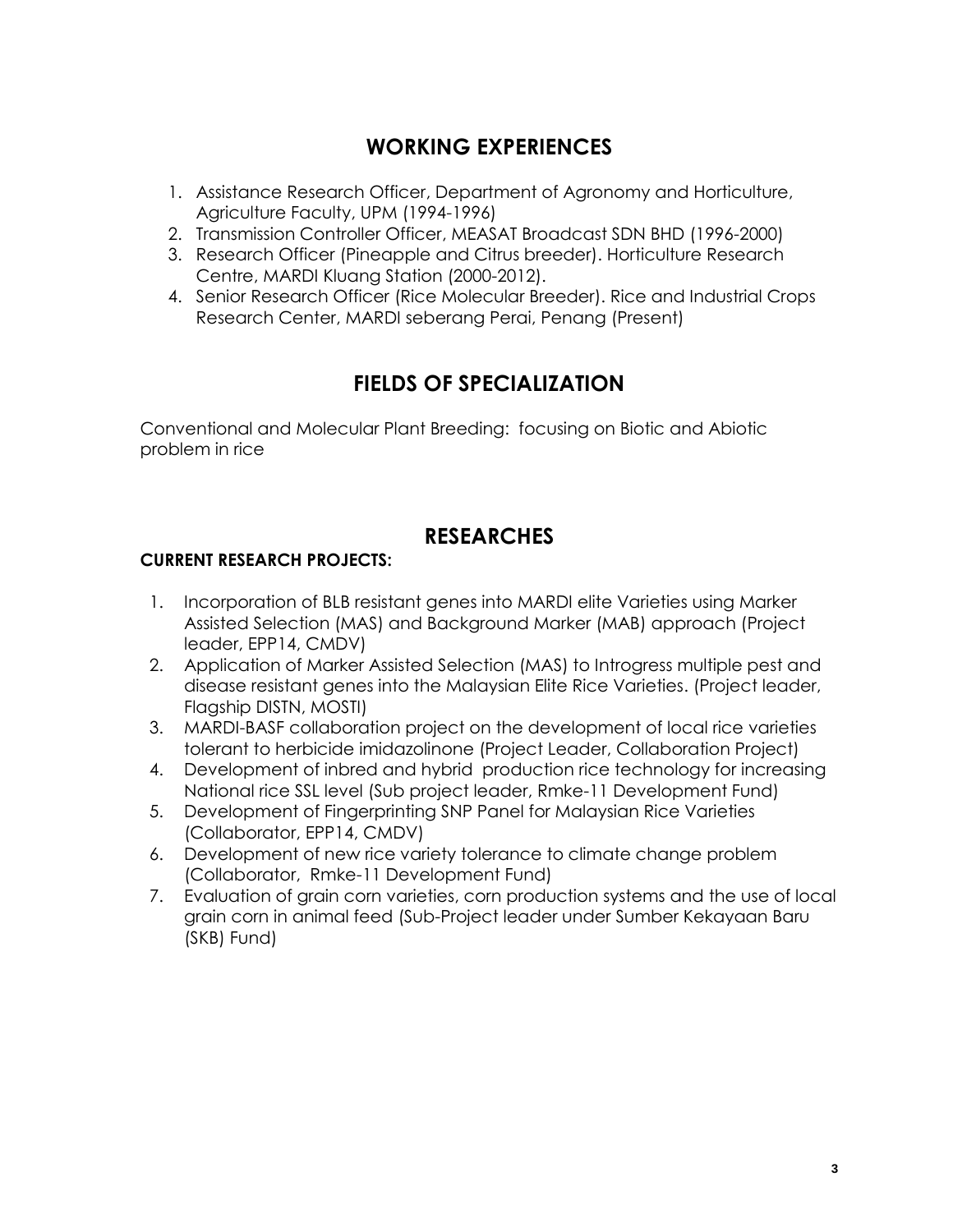## WORKING EXPERIENCES

1. Assistance Research Officer, Department of Agronomy and Horticulture, Agriculture Faculty, UPM (1994-1996)
2. Transmission Controller Officer, MEASAT Broadcast SDN BHD (1996-2000)
3. Research Officer (Pineapple and Citrus breeder). Horticulture Research Centre, MARDI Kluang Station (2000-2012).
4. Senior Research Officer (Rice Molecular Breeder). Rice and Industrial Crops Research Center, MARDI seberang Perai, Penang (Present)

## FIELDS OF SPECIALIZATION

Conventional and Molecular Plant Breeding: focusing on Biotic and Abiotic problem in rice

## RESEARCHES

**CURRENT RESEARCH PROJECTS:**

1. Incorporation of BLB resistant genes into MARDI elite Varieties using Marker Assisted Selection (MAS) and Background Marker (MAB) approach (Project leader, EPP14, CMDV)
2. Application of Marker Assisted Selection (MAS) to Introgress multiple pest and disease resistant genes into the Malaysian Elite Rice Varieties. (Project leader, Flagship DISTN, MOSTI)
3. MARDI-BASF collaboration project on the development of local rice varieties tolerant to herbicide imidazolinone (Project Leader, Collaboration Project)
4. Development of inbred and hybrid production rice technology for increasing National rice SSL level (Sub project leader, Rmke-11 Development Fund)
5. Development of Fingerprinting SNP Panel for Malaysian Rice Varieties (Collaborator, EPP14, CMDV)
6. Development of new rice variety tolerance to climate change problem (Collaborator, Rmke-11 Development Fund)
7. Evaluation of grain corn varieties, corn production systems and the use of local grain corn in animal feed (Sub-Project leader under Sumber Kekayaan Baru (SKB) Fund)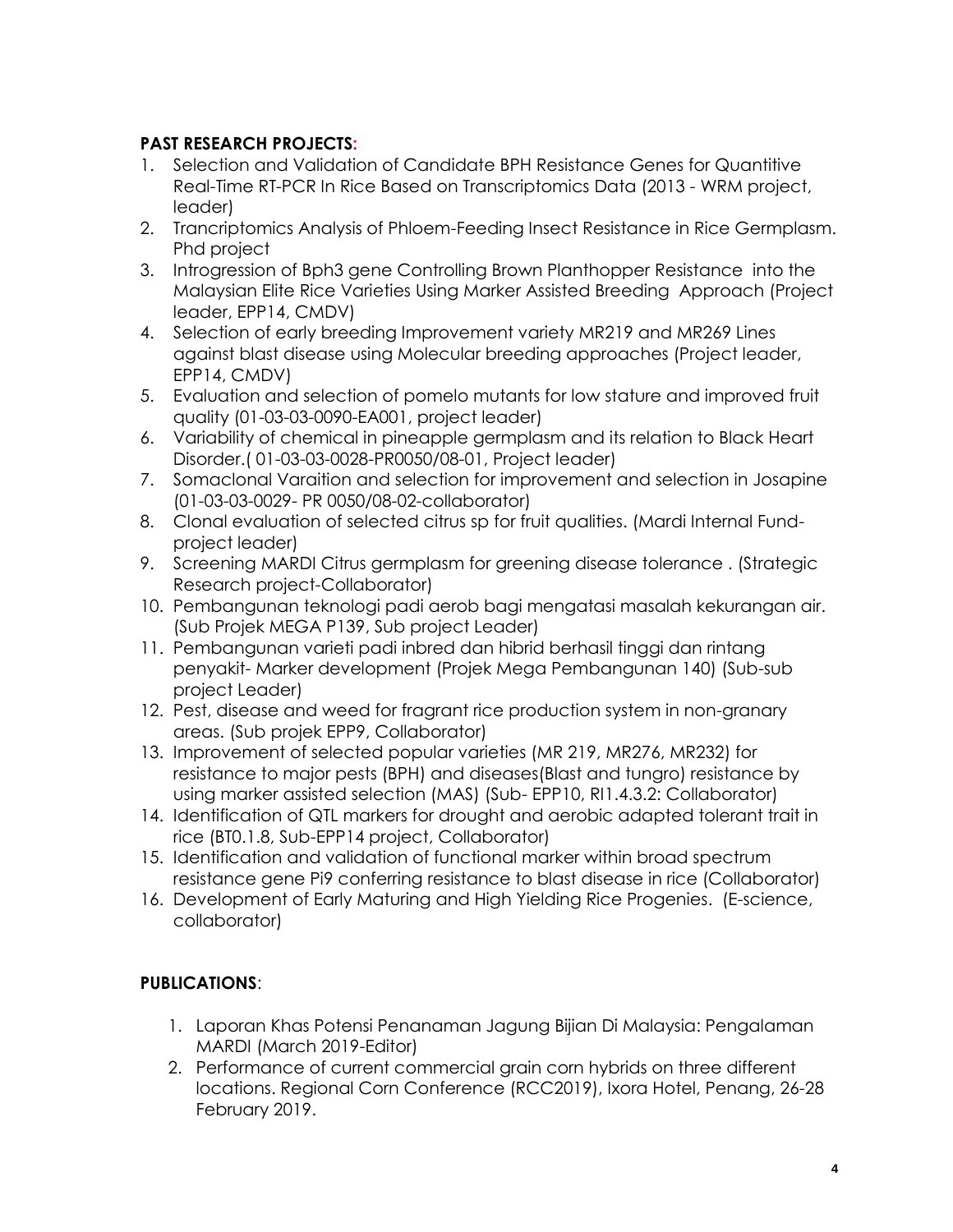**PAST RESEARCH PROJECTS:**

1. Selection and Validation of Candidate BPH Resistance Genes for Quantitive Real-Time RT-PCR In Rice Based on Transcriptomics Data (2013 - WRM project, leader)
2. Trancriptomics Analysis of Phloem-Feeding Insect Resistance in Rice Germplasm. Phd project
3. Introgression of Bph3 gene Controlling Brown Planthopper Resistance into the Malaysian Elite Rice Varieties Using Marker Assisted Breeding Approach (Project leader, EPP14, CMDV)
4. Selection of early breeding Improvement variety MR219 and MR269 Lines against blast disease using Molecular breeding approaches (Project leader, EPP14, CMDV)
5. Evaluation and selection of pomelo mutants for low stature and improved fruit quality (01-03-03-0090-EA001, project leader)
6. Variability of chemical in pineapple germplasm and its relation to Black Heart Disorder.( 01-03-03-0028-PR0050/08-01, Project leader)
7. Somaclonal Varaition and selection for improvement and selection in Josapine (01-03-03-0029- PR 0050/08-02-collaborator)
8. Clonal evaluation of selected citrus sp for fruit qualities. (Mardi Internal Fund-project leader)
9. Screening MARDI Citrus germplasm for greening disease tolerance . (Strategic Research project-Collaborator)
10. Pembangunan teknologi padi aerob bagi mengatasi masalah kekurangan air. (Sub Projek MEGA P139, Sub project Leader)
11. Pembangunan varieti padi inbred dan hibrid berhasil tinggi dan rintang penyakit- Marker development (Projek Mega Pembangunan 140) (Sub-sub project Leader)
12. Pest, disease and weed for fragrant rice production system in non-granary areas. (Sub projek EPP9, Collaborator)
13. Improvement of selected popular varieties (MR 219, MR276, MR232) for resistance to major pests (BPH) and diseases(Blast and tungro) resistance by using marker assisted selection (MAS) (Sub- EPP10, RI1.4.3.2: Collaborator)
14. Identification of QTL markers for drought and aerobic adapted tolerant trait in rice (BT0.1.8, Sub-EPP14 project, Collaborator)
15. Identification and validation of functional marker within broad spectrum resistance gene Pi9 conferring resistance to blast disease in rice (Collaborator)
16. Development of Early Maturing and High Yielding Rice Progenies. (E-science, collaborator)

**PUBLICATIONS**:

1. Laporan Khas Potensi Penanaman Jagung Bijian Di Malaysia: Pengalaman MARDI (March 2019-Editor)
2. Performance of current commercial grain corn hybrids on three different locations. Regional Corn Conference (RCC2019), Ixora Hotel, Penang, 26-28 February 2019.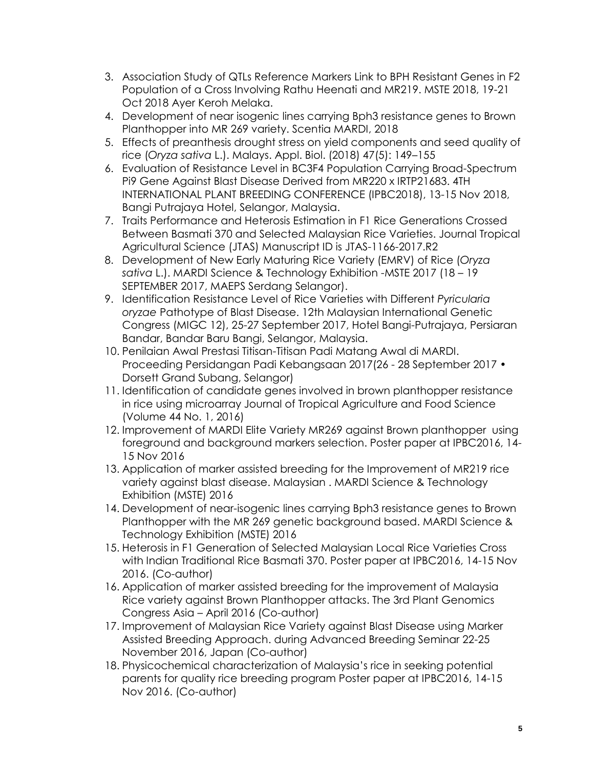3. Association Study of QTLs Reference Markers Link to BPH Resistant Genes in F2 Population of a Cross Involving Rathu Heenati and MR219. MSTE 2018, 19-21 Oct 2018 Ayer Keroh Melaka.
4. Development of near isogenic lines carrying Bph3 resistance genes to Brown Planthopper into MR 269 variety. Scentia MARDI, 2018
5. Effects of preanthesis drought stress on yield components and seed quality of rice (*Oryza sativa* L.). Malays. Appl. Biol. (2018) 47(5): 149–155
6. Evaluation of Resistance Level in BC3F4 Population Carrying Broad-Spectrum Pi9 Gene Against Blast Disease Derived from MR220 x IRTP21683. 4TH INTERNATIONAL PLANT BREEDING CONFERENCE (IPBC2018), 13-15 Nov 2018, Bangi Putrajaya Hotel, Selangor, Malaysia.
7. Traits Performance and Heterosis Estimation in F1 Rice Generations Crossed Between Basmati 370 and Selected Malaysian Rice Varieties. Journal Tropical Agricultural Science (JTAS) Manuscript ID is JTAS-1166-2017.R2
8. Development of New Early Maturing Rice Variety (EMRV) of Rice (*Oryza sativa* L.). MARDI Science & Technology Exhibition -MSTE 2017 (18 – 19 SEPTEMBER 2017, MAEPS Serdang Selangor).
9. Identification Resistance Level of Rice Varieties with Different *Pyricularia oryzae* Pathotype of Blast Disease. 12th Malaysian International Genetic Congress (MIGC 12), 25-27 September 2017, Hotel Bangi-Putrajaya, Persiaran Bandar, Bandar Baru Bangi, Selangor, Malaysia.
10. Penilaian Awal Prestasi Titisan-Titisan Padi Matang Awal di MARDI. Proceeding Persidangan Padi Kebangsaan 2017(26 - 28 September 2017 • Dorsett Grand Subang, Selangor)
11. Identification of candidate genes involved in brown planthopper resistance in rice using microarray Journal of Tropical Agriculture and Food Science (Volume 44 No. 1, 2016)
12. Improvement of MARDI Elite Variety MR269 against Brown planthopper using foreground and background markers selection. Poster paper at IPBC2016, 14-15 Nov 2016
13. Application of marker assisted breeding for the Improvement of MR219 rice variety against blast disease. Malaysian . MARDI Science & Technology Exhibition (MSTE) 2016
14. Development of near-isogenic lines carrying Bph3 resistance genes to Brown Planthopper with the MR 269 genetic background based. MARDI Science & Technology Exhibition (MSTE) 2016
15. Heterosis in F1 Generation of Selected Malaysian Local Rice Varieties Cross with Indian Traditional Rice Basmati 370. Poster paper at IPBC2016, 14-15 Nov 2016. (Co-author)
16. Application of marker assisted breeding for the improvement of Malaysia Rice variety against Brown Planthopper attacks. The 3rd Plant Genomics Congress Asia – April 2016 (Co-author)
17. Improvement of Malaysian Rice Variety against Blast Disease using Marker Assisted Breeding Approach. during Advanced Breeding Seminar 22-25 November 2016, Japan (Co-author)
18. Physicochemical characterization of Malaysia's rice in seeking potential parents for quality rice breeding program Poster paper at IPBC2016, 14-15 Nov 2016. (Co-author)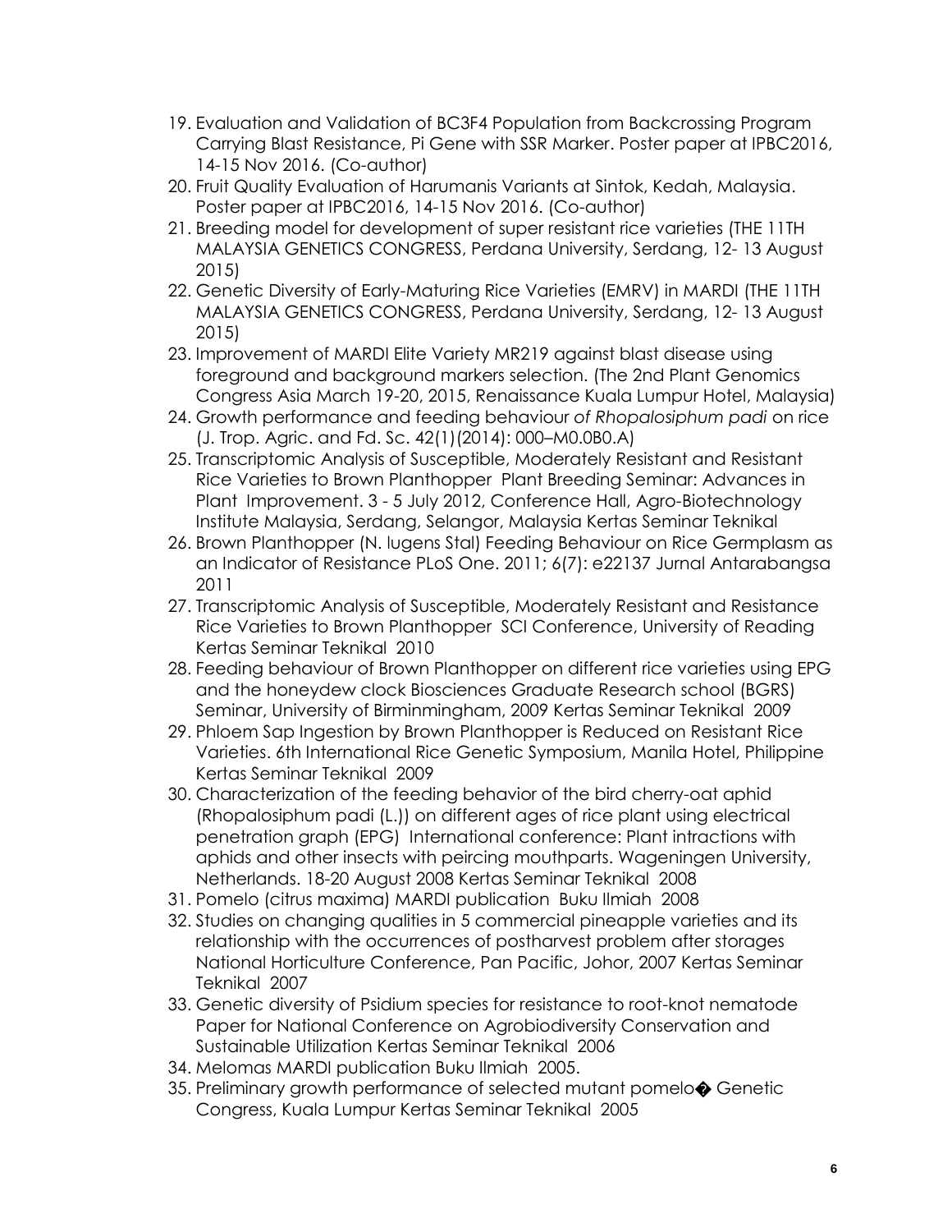19. Evaluation and Validation of BC3F4 Population from Backcrossing Program Carrying Blast Resistance, Pi Gene with SSR Marker. Poster paper at IPBC2016, 14-15 Nov 2016. (Co-author)
20. Fruit Quality Evaluation of Harumanis Variants at Sintok, Kedah, Malaysia. Poster paper at IPBC2016, 14-15 Nov 2016. (Co-author)
21. Breeding model for development of super resistant rice varieties (THE 11TH MALAYSIA GENETICS CONGRESS, Perdana University, Serdang, 12- 13 August 2015)
22. Genetic Diversity of Early-Maturing Rice Varieties (EMRV) in MARDI (THE 11TH MALAYSIA GENETICS CONGRESS, Perdana University, Serdang, 12- 13 August 2015)
23. Improvement of MARDI Elite Variety MR219 against blast disease using foreground and background markers selection. (The 2nd Plant Genomics Congress Asia March 19-20, 2015, Renaissance Kuala Lumpur Hotel, Malaysia)
24. Growth performance and feeding behaviour *of Rhopalosiphum padi* on rice (J. Trop. Agric. and Fd. Sc. 42(1)(2014): 000–M0.0B0.A)
25. Transcriptomic Analysis of Susceptible, Moderately Resistant and Resistant Rice Varieties to Brown Planthopper Plant Breeding Seminar: Advances in Plant Improvement. 3 - 5 July 2012, Conference Hall, Agro-Biotechnology Institute Malaysia, Serdang, Selangor, Malaysia Kertas Seminar Teknikal
26. Brown Planthopper (N. lugens Stal) Feeding Behaviour on Rice Germplasm as an Indicator of Resistance PLoS One. 2011; 6(7): e22137 Jurnal Antarabangsa 2011
27. Transcriptomic Analysis of Susceptible, Moderately Resistant and Resistance Rice Varieties to Brown Planthopper SCI Conference, University of Reading Kertas Seminar Teknikal 2010
28. Feeding behaviour of Brown Planthopper on different rice varieties using EPG and the honeydew clock Biosciences Graduate Research school (BGRS) Seminar, University of Birminmingham, 2009 Kertas Seminar Teknikal 2009
29. Phloem Sap Ingestion by Brown Planthopper is Reduced on Resistant Rice Varieties. 6th International Rice Genetic Symposium, Manila Hotel, Philippine Kertas Seminar Teknikal 2009
30. Characterization of the feeding behavior of the bird cherry-oat aphid (Rhopalosiphum padi (L.)) on different ages of rice plant using electrical penetration graph (EPG) International conference: Plant intractions with aphids and other insects with peircing mouthparts. Wageningen University, Netherlands. 18-20 August 2008 Kertas Seminar Teknikal 2008
31. Pomelo (citrus maxima) MARDI publication Buku Ilmiah 2008
32. Studies on changing qualities in 5 commercial pineapple varieties and its relationship with the occurrences of postharvest problem after storages National Horticulture Conference, Pan Pacific, Johor, 2007 Kertas Seminar Teknikal 2007
33. Genetic diversity of Psidium species for resistance to root-knot nematode Paper for National Conference on Agrobiodiversity Conservation and Sustainable Utilization Kertas Seminar Teknikal 2006
34. Melomas MARDI publication Buku Ilmiah 2005.
35. Preliminary growth performance of selected mutant pomelo� Genetic Congress, Kuala Lumpur Kertas Seminar Teknikal 2005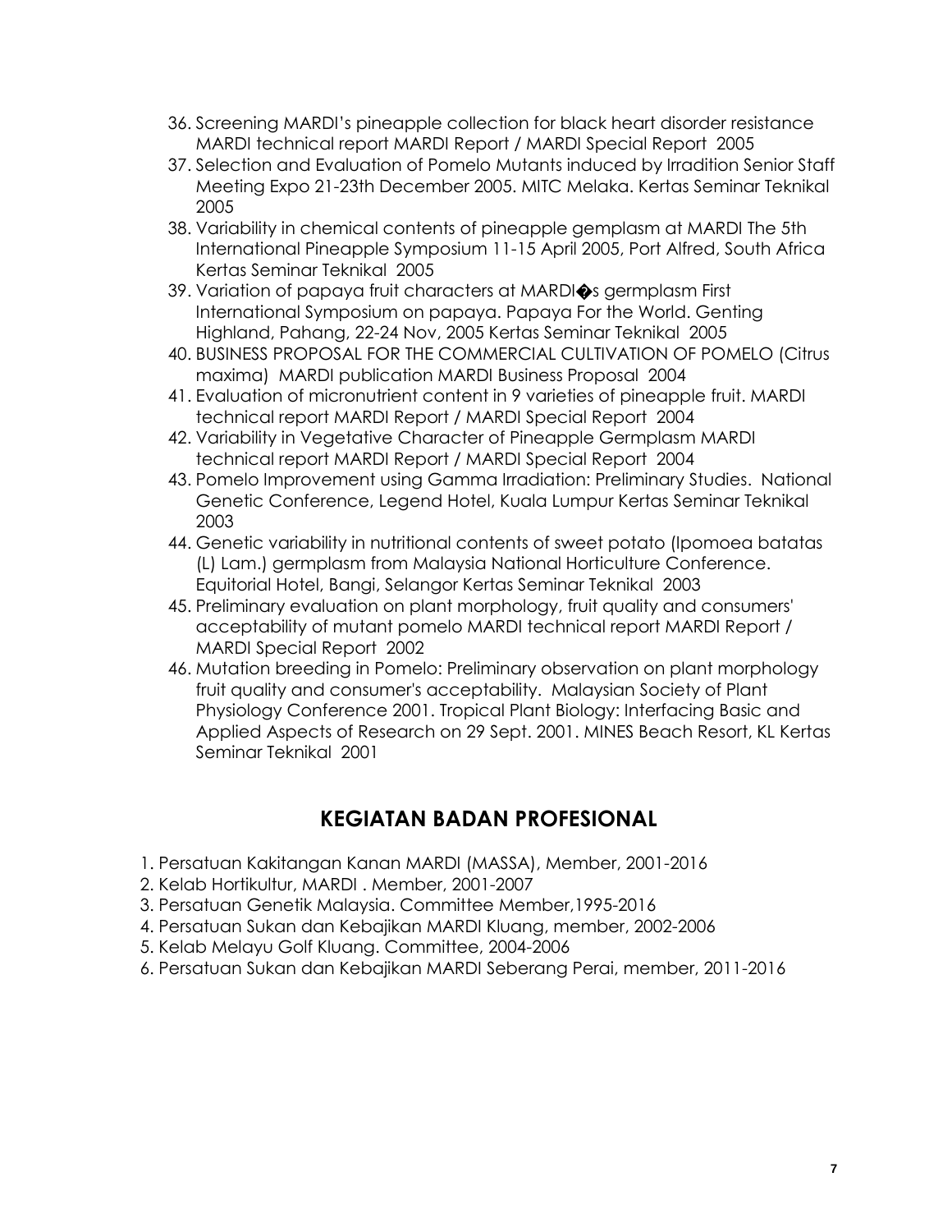36. Screening MARDI's pineapple collection for black heart disorder resistance MARDI technical report MARDI Report / MARDI Special Report 2005
37. Selection and Evaluation of Pomelo Mutants induced by Irradition Senior Staff Meeting Expo 21-23th December 2005. MITC Melaka. Kertas Seminar Teknikal 2005
38. Variability in chemical contents of pineapple gemplasm at MARDI The 5th International Pineapple Symposium 11-15 April 2005, Port Alfred, South Africa Kertas Seminar Teknikal 2005
39. Variation of papaya fruit characters at MARDI�s germplasm First International Symposium on papaya. Papaya For the World. Genting Highland, Pahang, 22-24 Nov, 2005 Kertas Seminar Teknikal 2005
40. BUSINESS PROPOSAL FOR THE COMMERCIAL CULTIVATION OF POMELO (Citrus maxima) MARDI publication MARDI Business Proposal 2004
41. Evaluation of micronutrient content in 9 varieties of pineapple fruit. MARDI technical report MARDI Report / MARDI Special Report 2004
42. Variability in Vegetative Character of Pineapple Germplasm MARDI technical report MARDI Report / MARDI Special Report 2004
43. Pomelo Improvement using Gamma Irradiation: Preliminary Studies. National Genetic Conference, Legend Hotel, Kuala Lumpur Kertas Seminar Teknikal 2003
44. Genetic variability in nutritional contents of sweet potato (Ipomoea batatas (L) Lam.) germplasm from Malaysia National Horticulture Conference. Equitorial Hotel, Bangi, Selangor Kertas Seminar Teknikal 2003
45. Preliminary evaluation on plant morphology, fruit quality and consumers' acceptability of mutant pomelo MARDI technical report MARDI Report / MARDI Special Report 2002
46. Mutation breeding in Pomelo: Preliminary observation on plant morphology fruit quality and consumer's acceptability. Malaysian Society of Plant Physiology Conference 2001. Tropical Plant Biology: Interfacing Basic and Applied Aspects of Research on 29 Sept. 2001. MINES Beach Resort, KL Kertas Seminar Teknikal 2001

## KEGIATAN BADAN PROFESIONAL

1. Persatuan Kakitangan Kanan MARDI (MASSA), Member, 2001-2016
2. Kelab Hortikultur, MARDI . Member, 2001-2007
3. Persatuan Genetik Malaysia. Committee Member,1995-2016
4. Persatuan Sukan dan Kebajikan MARDI Kluang, member, 2002-2006
5. Kelab Melayu Golf Kluang. Committee, 2004-2006
6. Persatuan Sukan dan Kebajikan MARDI Seberang Perai, member, 2011-2016